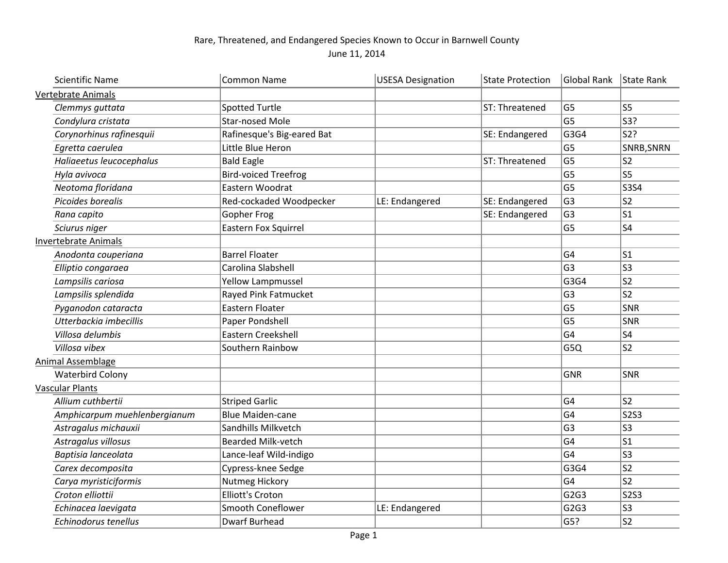# Rare, Threatened, and Endangered Species Known to Occur in Barnwell County

June 11, 2014

| Scientific Name | Common Name | USESA Designation | State Protection | Global Rank | State Rank |
|---|---|---|---|---|---|
| Vertebrate Animals | | | | | |
| *Clemmys guttata* | Spotted Turtle | | ST: Threatened | G5 | S5 |
| *Condylura cristata* | Star-nosed Mole | | | G5 | S3? |
| *Corynorhinus rafinesquii* | Rafinesque's Big-eared Bat | | SE: Endangered | G3G4 | S2? |
| *Egretta caerulea* | Little Blue Heron | | | G5 | SNRB,SNRN |
| *Haliaeetus leucocephalus* | Bald Eagle | | ST: Threatened | G5 | S2 |
| *Hyla avivoca* | Bird-voiced Treefrog | | | G5 | S5 |
| *Neotoma floridana* | Eastern Woodrat | | | G5 | S3S4 |
| *Picoides borealis* | Red-cockaded Woodpecker | LE: Endangered | SE: Endangered | G3 | S2 |
| *Rana capito* | Gopher Frog | | SE: Endangered | G3 | S1 |
| *Sciurus niger* | Eastern Fox Squirrel | | | G5 | S4 |
| Invertebrate Animals | | | | | |
| *Anodonta couperiana* | Barrel Floater | | | G4 | S1 |
| *Elliptio congaraea* | Carolina Slabshell | | | G3 | S3 |
| *Lampsilis cariosa* | Yellow Lampmussel | | | G3G4 | S2 |
| *Lampsilis splendida* | Rayed Pink Fatmucket | | | G3 | S2 |
| *Pyganodon cataracta* | Eastern Floater | | | G5 | SNR |
| *Utterbackia imbecillis* | Paper Pondshell | | | G5 | SNR |
| *Villosa delumbis* | Eastern Creekshell | | | G4 | S4 |
| *Villosa vibex* | Southern Rainbow | | | G5Q | S2 |
| Animal Assemblage | | | | | |
| Waterbird Colony | | | | GNR | SNR |
| Vascular Plants | | | | | |
| *Allium cuthbertii* | Striped Garlic | | | G4 | S2 |
| *Amphicarpum muehlenbergianum* | Blue Maiden-cane | | | G4 | S2S3 |
| *Astragalus michauxii* | Sandhills Milkvetch | | | G3 | S3 |
| *Astragalus villosus* | Bearded Milk-vetch | | | G4 | S1 |
| *Baptisia lanceolata* | Lance-leaf Wild-indigo | | | G4 | S3 |
| *Carex decomposita* | Cypress-knee Sedge | | | G3G4 | S2 |
| *Carya myristiciformis* | Nutmeg Hickory | | | G4 | S2 |
| *Croton elliottii* | Elliott's Croton | | | G2G3 | S2S3 |
| *Echinacea laevigata* | Smooth Coneflower | LE: Endangered | | G2G3 | S3 |
| *Echinodorus tenellus* | Dwarf Burhead | | | G5? | S2 |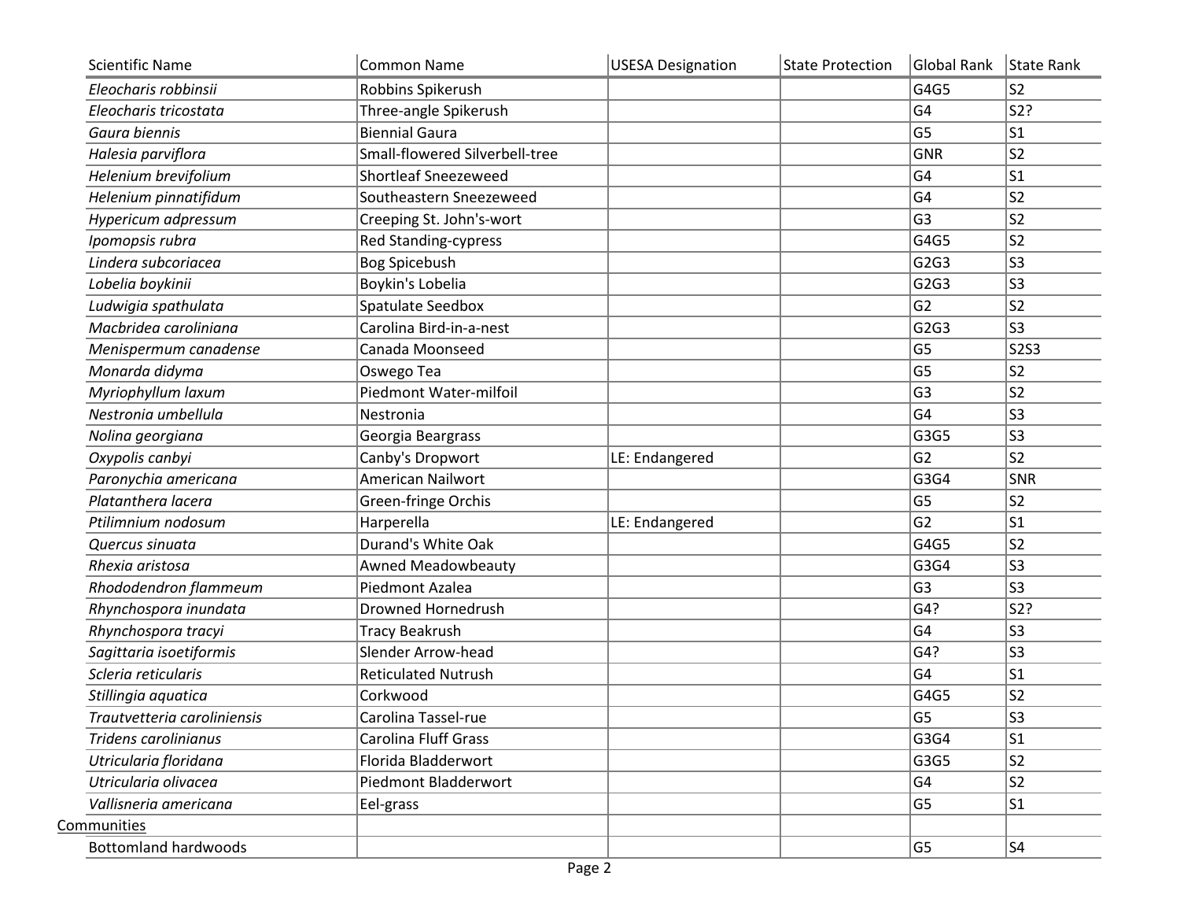| Scientific Name | Common Name | USESA Designation | State Protection | Global Rank | State Rank |
|---|---|---|---|---|---|
| *Eleocharis robbinsii* | Robbins Spikerush | | | G4G5 | S2 |
| *Eleocharis tricostata* | Three-angle Spikerush | | | G4 | S2? |
| *Gaura biennis* | Biennial Gaura | | | G5 | S1 |
| *Halesia parviflora* | Small-flowered Silverbell-tree | | | GNR | S2 |
| *Helenium brevifolium* | Shortleaf Sneezeweed | | | G4 | S1 |
| *Helenium pinnatifidum* | Southeastern Sneezeweed | | | G4 | S2 |
| *Hypericum adpressum* | Creeping St. John's-wort | | | G3 | S2 |
| *Ipomopsis rubra* | Red Standing-cypress | | | G4G5 | S2 |
| *Lindera subcoriacea* | Bog Spicebush | | | G2G3 | S3 |
| *Lobelia boykinii* | Boykin's Lobelia | | | G2G3 | S3 |
| *Ludwigia spathulata* | Spatulate Seedbox | | | G2 | S2 |
| *Macbridea caroliniana* | Carolina Bird-in-a-nest | | | G2G3 | S3 |
| *Menispermum canadense* | Canada Moonseed | | | G5 | S2S3 |
| *Monarda didyma* | Oswego Tea | | | G5 | S2 |
| *Myriophyllum laxum* | Piedmont Water-milfoil | | | G3 | S2 |
| *Nestronia umbellula* | Nestronia | | | G4 | S3 |
| *Nolina georgiana* | Georgia Beargrass | | | G3G5 | S3 |
| *Oxypolis canbyi* | Canby's Dropwort | LE: Endangered | | G2 | S2 |
| *Paronychia americana* | American Nailwort | | | G3G4 | SNR |
| *Platanthera lacera* | Green-fringe Orchis | | | G5 | S2 |
| *Ptilimnium nodosum* | Harperella | LE: Endangered | | G2 | S1 |
| *Quercus sinuata* | Durand's White Oak | | | G4G5 | S2 |
| *Rhexia aristosa* | Awned Meadowbeauty | | | G3G4 | S3 |
| *Rhododendron flammeum* | Piedmont Azalea | | | G3 | S3 |
| *Rhynchospora inundata* | Drowned Hornedrush | | | G4? | S2? |
| *Rhynchospora tracyi* | Tracy Beakrush | | | G4 | S3 |
| *Sagittaria isoetiformis* | Slender Arrow-head | | | G4? | S3 |
| *Scleria reticularis* | Reticulated Nutrush | | | G4 | S1 |
| *Stillingia aquatica* | Corkwood | | | G4G5 | S2 |
| *Trautvetteria caroliniensis* | Carolina Tassel-rue | | | G5 | S3 |
| *Tridens carolinianus* | Carolina Fluff Grass | | | G3G4 | S1 |
| *Utricularia floridana* | Florida Bladderwort | | | G3G5 | S2 |
| *Utricularia olivacea* | Piedmont Bladderwort | | | G4 | S2 |
| *Vallisneria americana* | Eel-grass | | | G5 | S1 |
| Communities | | | | | |
| Bottomland hardwoods | | | | G5 | S4 |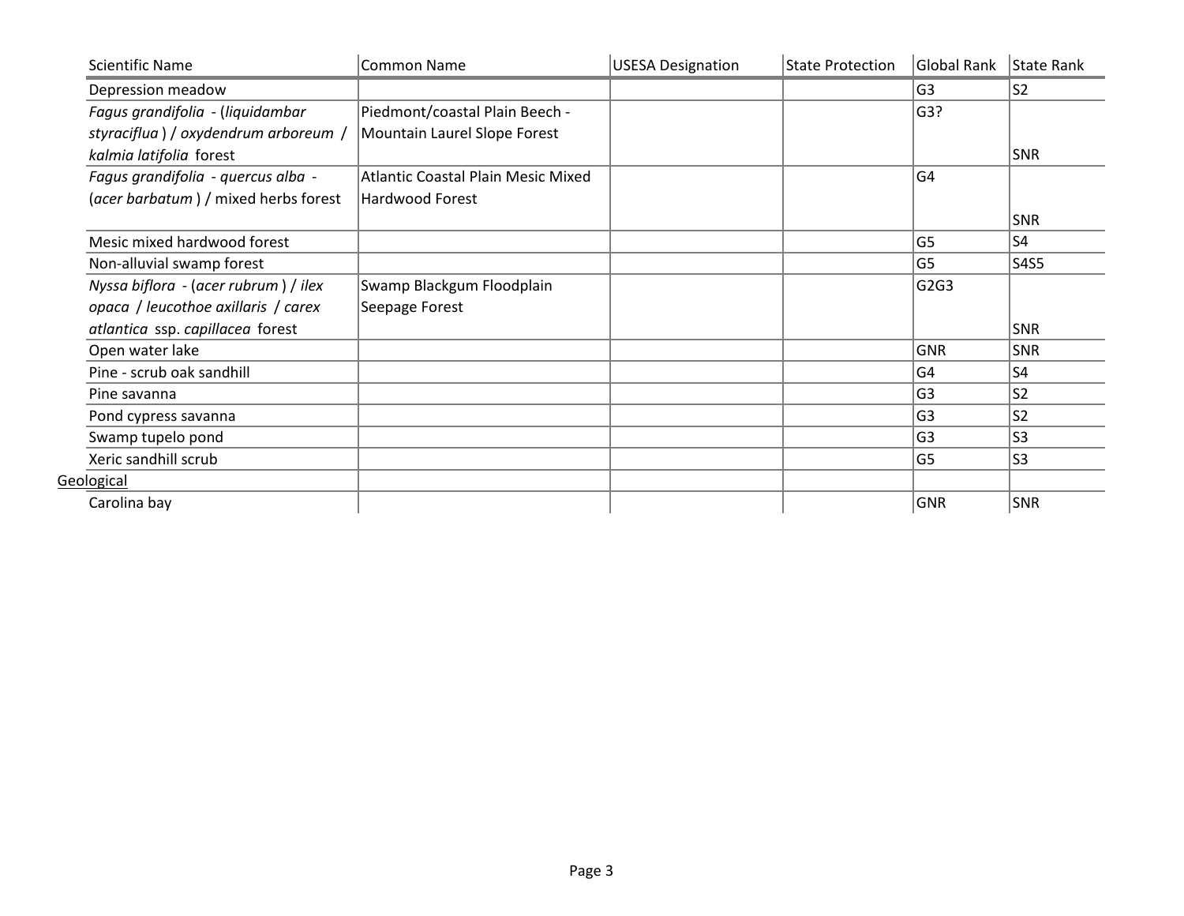| Scientific Name | Common Name | USESA Designation | State Protection | Global Rank | State Rank |
|---|---|---|---|---|---|
| Depression meadow | | | | G3 | S2 |
| *Fagus grandifolia* - (*liquidambar styraciflua*) / *oxydendrum arboreum* / *kalmia latifolia* forest | Piedmont/coastal Plain Beech - Mountain Laurel Slope Forest | | | G3? | SNR |
| *Fagus grandifolia* - *quercus alba* - (*acer barbatum*) / mixed herbs forest | Atlantic Coastal Plain Mesic Mixed Hardwood Forest | | | G4 | SNR |
| Mesic mixed hardwood forest | | | | G5 | S4 |
| Non-alluvial swamp forest | | | | G5 | S4S5 |
| *Nyssa biflora* - (*acer rubrum*) / *ilex opaca* / *leucothoe axillaris* / *carex atlantica* ssp. *capillacea* forest | Swamp Blackgum Floodplain Seepage Forest | | | G2G3 | SNR |
| Open water lake | | | | GNR | SNR |
| Pine - scrub oak sandhill | | | | G4 | S4 |
| Pine savanna | | | | G3 | S2 |
| Pond cypress savanna | | | | G3 | S2 |
| Swamp tupelo pond | | | | G3 | S3 |
| Xeric sandhill scrub | | | | G5 | S3 |
| Geological | | | | | |
| Carolina bay | | | | GNR | SNR |